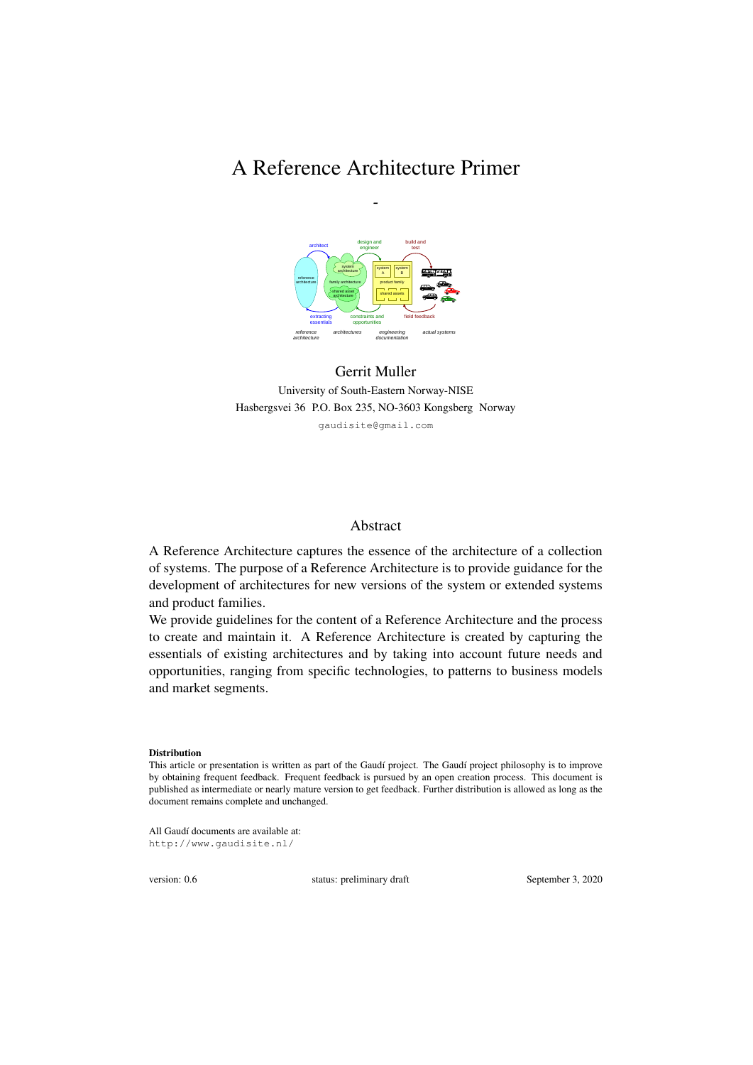# A Reference Architecture Primer

-

Gerrit Muller

University of South-Eastern Norway-NISE
Hasbergsvei 36 P.O. Box 235, NO-3603 Kongsberg Norway

gaudisite@gmail.com

## Abstract

A Reference Architecture captures the essence of the architecture of a collection of systems. The purpose of a Reference Architecture is to provide guidance for the development of architectures for new versions of the system or extended systems and product families.

We provide guidelines for the content of a Reference Architecture and the process to create and maintain it. A Reference Architecture is created by capturing the essentials of existing architectures and by taking into account future needs and opportunities, ranging from specific technologies, to patterns to business models and market segments.

**Distribution**

This article or presentation is written as part of the Gaudí project. The Gaudí project philosophy is to improve by obtaining frequent feedback. Frequent feedback is pursued by an open creation process. This document is published as intermediate or nearly mature version to get feedback. Further distribution is allowed as long as the document remains complete and unchanged.

All Gaudí documents are available at:
http://www.gaudisite.nl/

version: 0.6 status: preliminary draft September 3, 2020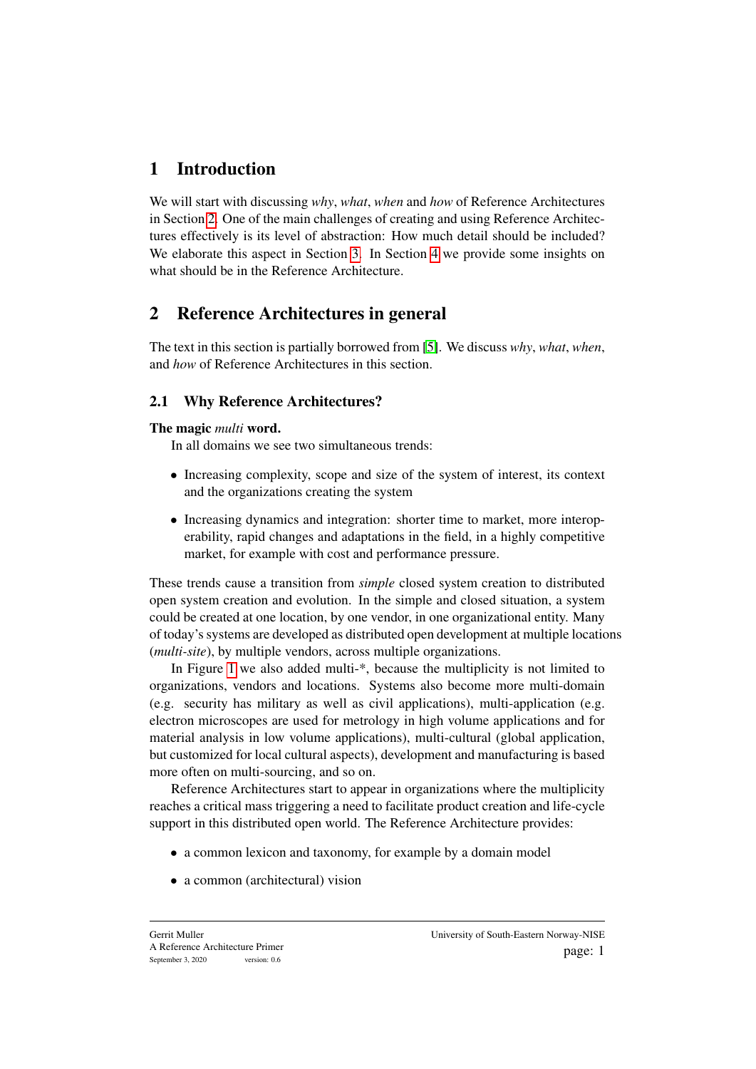# 1 Introduction

We will start with discussing *why*, *what*, *when* and *how* of Reference Architectures in Section 2. One of the main challenges of creating and using Reference Architectures effectively is its level of abstraction: How much detail should be included? We elaborate this aspect in Section 3. In Section 4 we provide some insights on what should be in the Reference Architecture.

# 2 Reference Architectures in general

The text in this section is partially borrowed from [5]. We discuss *why*, *what*, *when*, and *how* of Reference Architectures in this section.

## 2.1 Why Reference Architectures?

**The magic *multi* word.**

In all domains we see two simultaneous trends:

- Increasing complexity, scope and size of the system of interest, its context and the organizations creating the system
- Increasing dynamics and integration: shorter time to market, more interoperability, rapid changes and adaptations in the field, in a highly competitive market, for example with cost and performance pressure.

These trends cause a transition from *simple* closed system creation to distributed open system creation and evolution. In the simple and closed situation, a system could be created at one location, by one vendor, in one organizational entity. Many of today's systems are developed as distributed open development at multiple locations (*multi-site*), by multiple vendors, across multiple organizations.

In Figure 1 we also added multi-*, because the multiplicity is not limited to organizations, vendors and locations. Systems also become more multi-domain (e.g. security has military as well as civil applications), multi-application (e.g. electron microscopes are used for metrology in high volume applications and for material analysis in low volume applications), multi-cultural (global application, but customized for local cultural aspects), development and manufacturing is based more often on multi-sourcing, and so on.

Reference Architectures start to appear in organizations where the multiplicity reaches a critical mass triggering a need to facilitate product creation and life-cycle support in this distributed open world. The Reference Architecture provides:

- a common lexicon and taxonomy, for example by a domain model
- a common (architectural) vision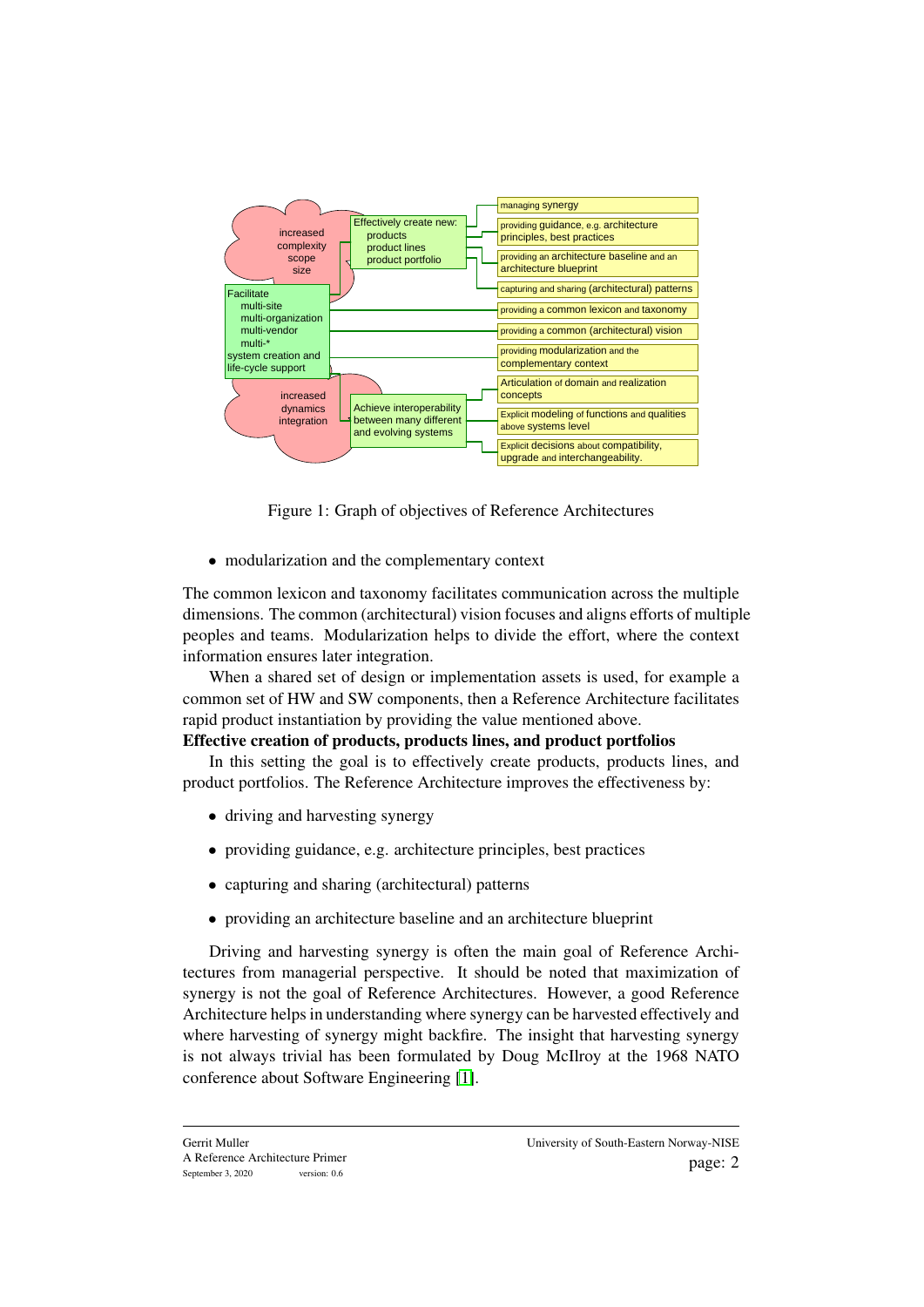Figure 1: Graph of objectives of Reference Architectures

- modularization and the complementary context

The common lexicon and taxonomy facilitates communication across the multiple dimensions. The common (architectural) vision focuses and aligns efforts of multiple peoples and teams. Modularization helps to divide the effort, where the context information ensures later integration.

When a shared set of design or implementation assets is used, for example a common set of HW and SW components, then a Reference Architecture facilitates rapid product instantiation by providing the value mentioned above.

**Effective creation of products, products lines, and product portfolios**

In this setting the goal is to effectively create products, products lines, and product portfolios. The Reference Architecture improves the effectiveness by:

- driving and harvesting synergy
- providing guidance, e.g. architecture principles, best practices
- capturing and sharing (architectural) patterns
- providing an architecture baseline and an architecture blueprint

Driving and harvesting synergy is often the main goal of Reference Architectures from managerial perspective. It should be noted that maximization of synergy is not the goal of Reference Architectures. However, a good Reference Architecture helps in understanding where synergy can be harvested effectively and where harvesting of synergy might backfire. The insight that harvesting synergy is not always trivial has been formulated by Doug McIlroy at the 1968 NATO conference about Software Engineering [1].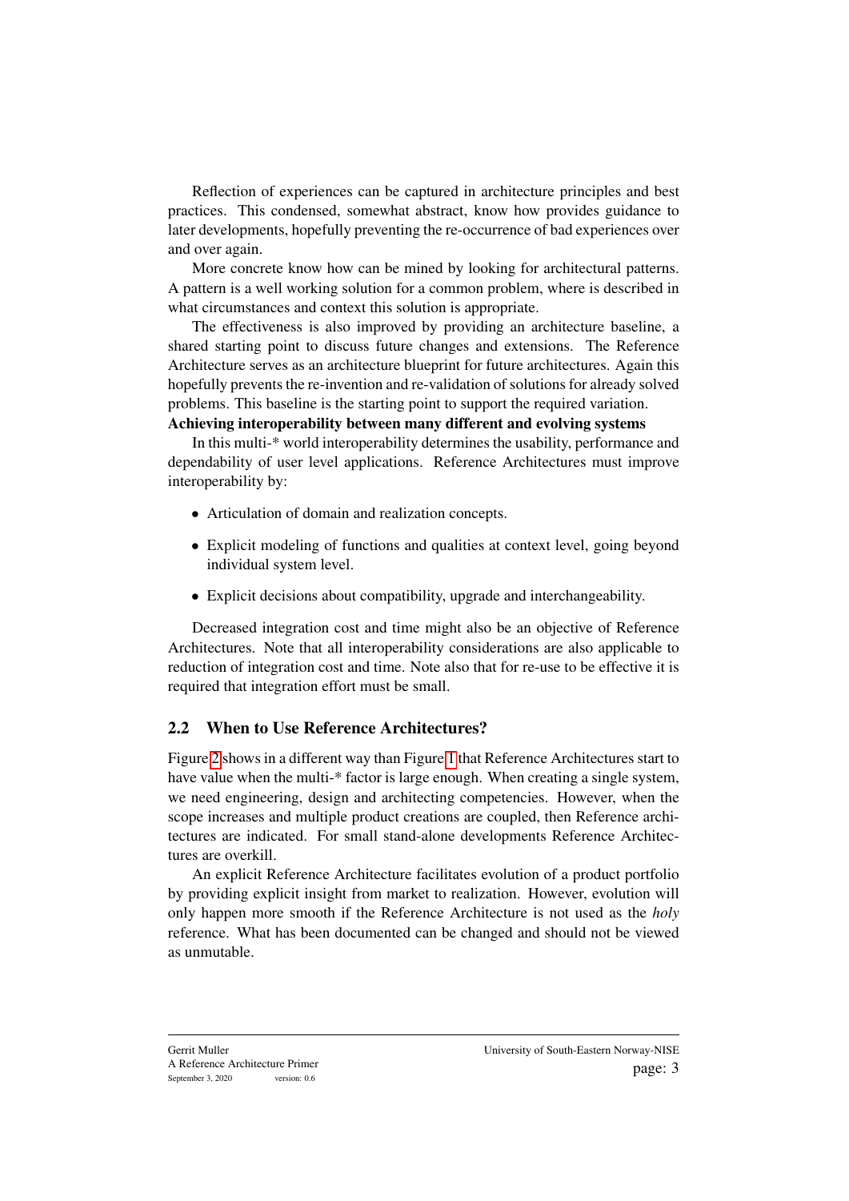Reflection of experiences can be captured in architecture principles and best practices. This condensed, somewhat abstract, know how provides guidance to later developments, hopefully preventing the re-occurrence of bad experiences over and over again.

More concrete know how can be mined by looking for architectural patterns. A pattern is a well working solution for a common problem, where is described in what circumstances and context this solution is appropriate.

The effectiveness is also improved by providing an architecture baseline, a shared starting point to discuss future changes and extensions. The Reference Architecture serves as an architecture blueprint for future architectures. Again this hopefully prevents the re-invention and re-validation of solutions for already solved problems. This baseline is the starting point to support the required variation.

**Achieving interoperability between many different and evolving systems**

In this multi-* world interoperability determines the usability, performance and dependability of user level applications. Reference Architectures must improve interoperability by:

- Articulation of domain and realization concepts.
- Explicit modeling of functions and qualities at context level, going beyond individual system level.
- Explicit decisions about compatibility, upgrade and interchangeability.

Decreased integration cost and time might also be an objective of Reference Architectures. Note that all interoperability considerations are also applicable to reduction of integration cost and time. Note also that for re-use to be effective it is required that integration effort must be small.

## 2.2 When to Use Reference Architectures?

Figure 2 shows in a different way than Figure 1 that Reference Architectures start to have value when the multi-* factor is large enough. When creating a single system, we need engineering, design and architecting competencies. However, when the scope increases and multiple product creations are coupled, then Reference architectures are indicated. For small stand-alone developments Reference Architectures are overkill.

An explicit Reference Architecture facilitates evolution of a product portfolio by providing explicit insight from market to realization. However, evolution will only happen more smooth if the Reference Architecture is not used as the *holy* reference. What has been documented can be changed and should not be viewed as unmutable.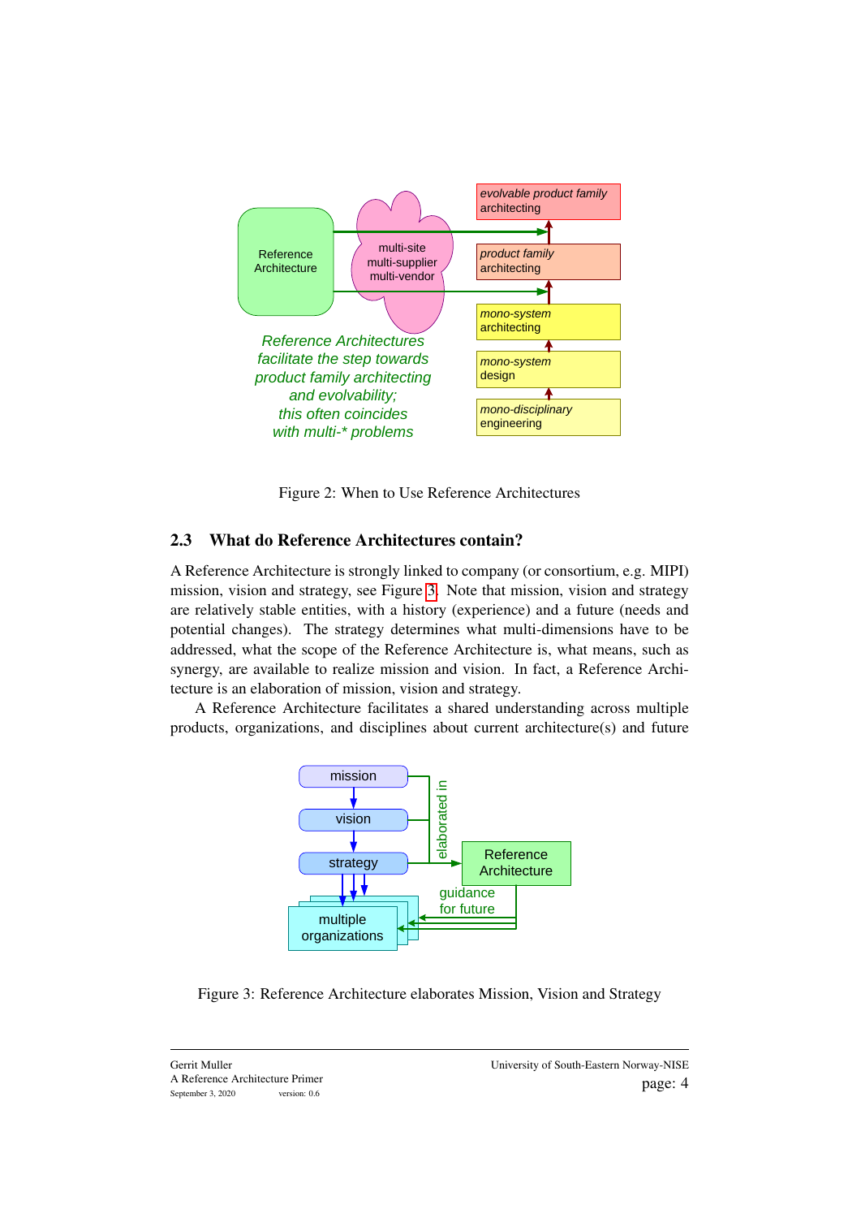Figure 2: When to Use Reference Architectures

### 2.3 What do Reference Architectures contain?

A Reference Architecture is strongly linked to company (or consortium, e.g. MIPI) mission, vision and strategy, see Figure 3. Note that mission, vision and strategy are relatively stable entities, with a history (experience) and a future (needs and potential changes). The strategy determines what multi-dimensions have to be addressed, what the scope of the Reference Architecture is, what means, such as synergy, are available to realize mission and vision. In fact, a Reference Architecture is an elaboration of mission, vision and strategy.

A Reference Architecture facilitates a shared understanding across multiple products, organizations, and disciplines about current architecture(s) and future

Figure 3: Reference Architecture elaborates Mission, Vision and Strategy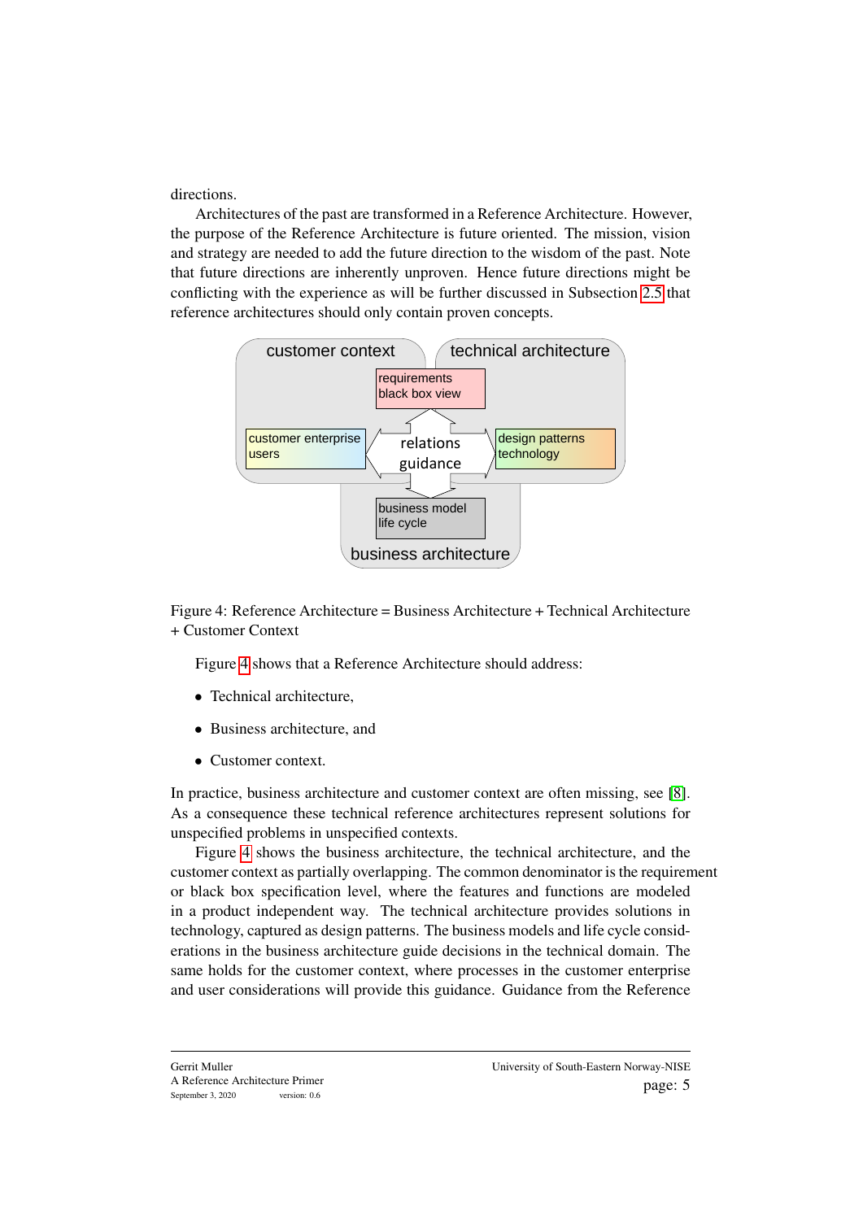directions.

Architectures of the past are transformed in a Reference Architecture. However, the purpose of the Reference Architecture is future oriented. The mission, vision and strategy are needed to add the future direction to the wisdom of the past. Note that future directions are inherently unproven. Hence future directions might be conflicting with the experience as will be further discussed in Subsection 2.5 that reference architectures should only contain proven concepts.

Figure 4: Reference Architecture = Business Architecture + Technical Architecture + Customer Context

Figure 4 shows that a Reference Architecture should address:

- Technical architecture,
- Business architecture, and
- Customer context.

In practice, business architecture and customer context are often missing, see [8]. As a consequence these technical reference architectures represent solutions for unspecified problems in unspecified contexts.

Figure 4 shows the business architecture, the technical architecture, and the customer context as partially overlapping. The common denominator is the requirement or black box specification level, where the features and functions are modeled in a product independent way. The technical architecture provides solutions in technology, captured as design patterns. The business models and life cycle considerations in the business architecture guide decisions in the technical domain. The same holds for the customer context, where processes in the customer enterprise and user considerations will provide this guidance. Guidance from the Reference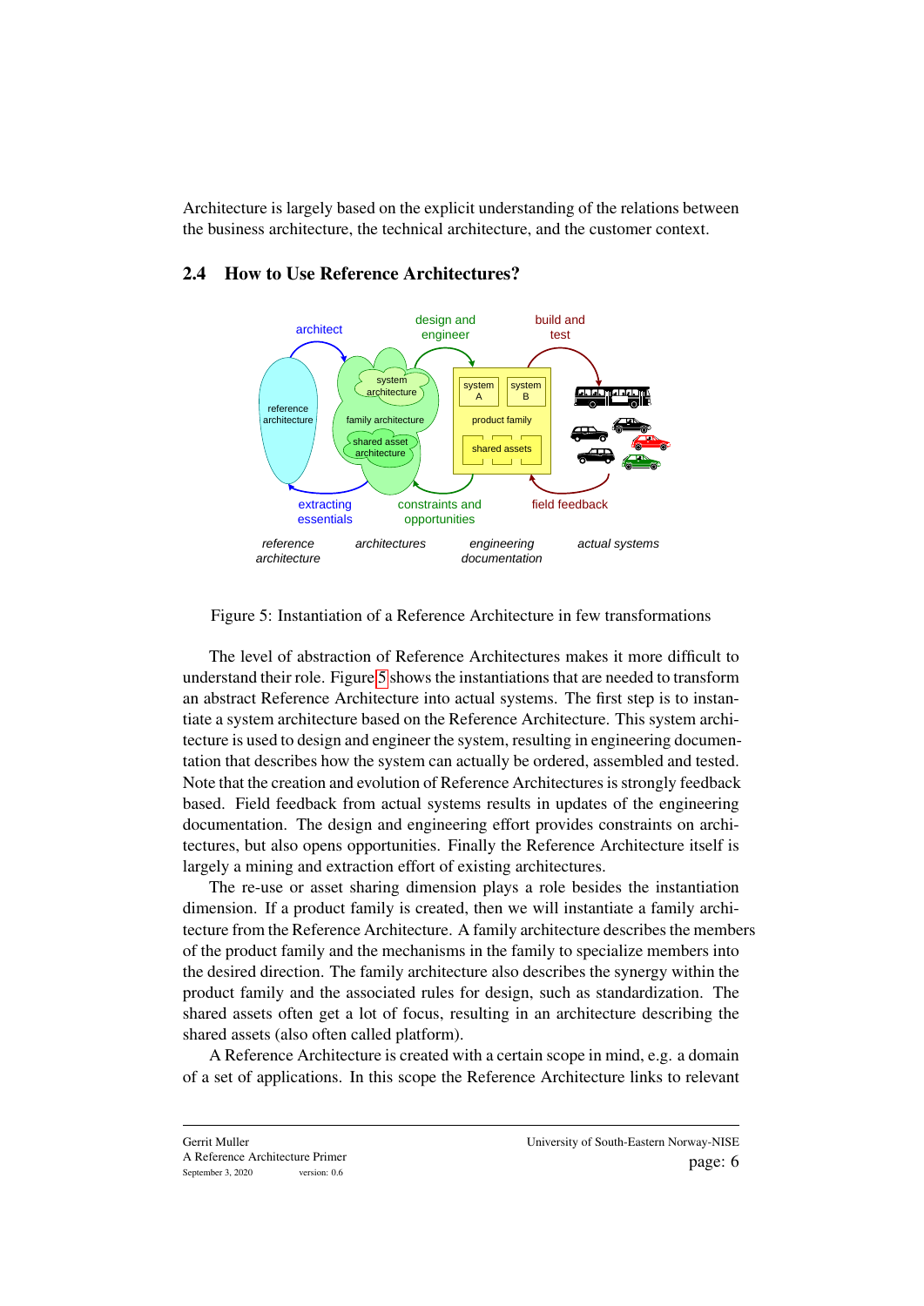Architecture is largely based on the explicit understanding of the relations between the business architecture, the technical architecture, and the customer context.

## 2.4 How to Use Reference Architectures?

Figure 5: Instantiation of a Reference Architecture in few transformations

The level of abstraction of Reference Architectures makes it more difficult to understand their role. Figure 5 shows the instantiations that are needed to transform an abstract Reference Architecture into actual systems. The first step is to instantiate a system architecture based on the Reference Architecture. This system architecture is used to design and engineer the system, resulting in engineering documentation that describes how the system can actually be ordered, assembled and tested. Note that the creation and evolution of Reference Architectures is strongly feedback based. Field feedback from actual systems results in updates of the engineering documentation. The design and engineering effort provides constraints on architectures, but also opens opportunities. Finally the Reference Architecture itself is largely a mining and extraction effort of existing architectures.

The re-use or asset sharing dimension plays a role besides the instantiation dimension. If a product family is created, then we will instantiate a family architecture from the Reference Architecture. A family architecture describes the members of the product family and the mechanisms in the family to specialize members into the desired direction. The family architecture also describes the synergy within the product family and the associated rules for design, such as standardization. The shared assets often get a lot of focus, resulting in an architecture describing the shared assets (also often called platform).

A Reference Architecture is created with a certain scope in mind, e.g. a domain of a set of applications. In this scope the Reference Architecture links to relevant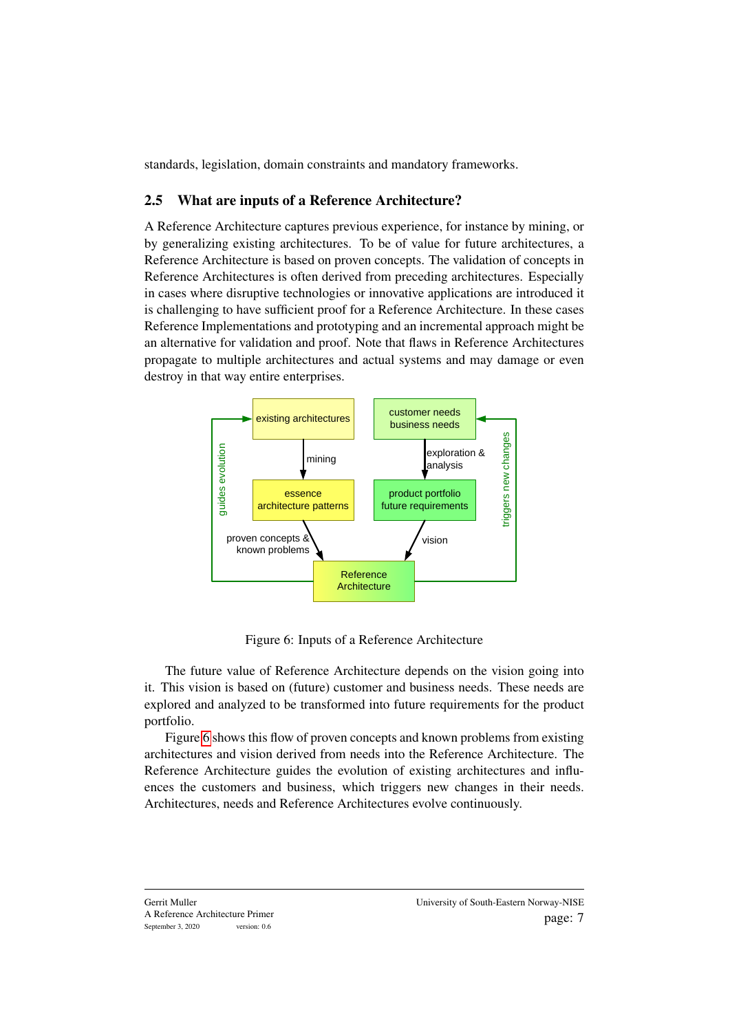standards, legislation, domain constraints and mandatory frameworks.

## 2.5 What are inputs of a Reference Architecture?

A Reference Architecture captures previous experience, for instance by mining, or by generalizing existing architectures. To be of value for future architectures, a Reference Architecture is based on proven concepts. The validation of concepts in Reference Architectures is often derived from preceding architectures. Especially in cases where disruptive technologies or innovative applications are introduced it is challenging to have sufficient proof for a Reference Architecture. In these cases Reference Implementations and prototyping and an incremental approach might be an alternative for validation and proof. Note that flaws in Reference Architectures propagate to multiple architectures and actual systems and may damage or even destroy in that way entire enterprises.

Figure 6: Inputs of a Reference Architecture

The future value of Reference Architecture depends on the vision going into it. This vision is based on (future) customer and business needs. These needs are explored and analyzed to be transformed into future requirements for the product portfolio.

Figure 6 shows this flow of proven concepts and known problems from existing architectures and vision derived from needs into the Reference Architecture. The Reference Architecture guides the evolution of existing architectures and influences the customers and business, which triggers new changes in their needs. Architectures, needs and Reference Architectures evolve continuously.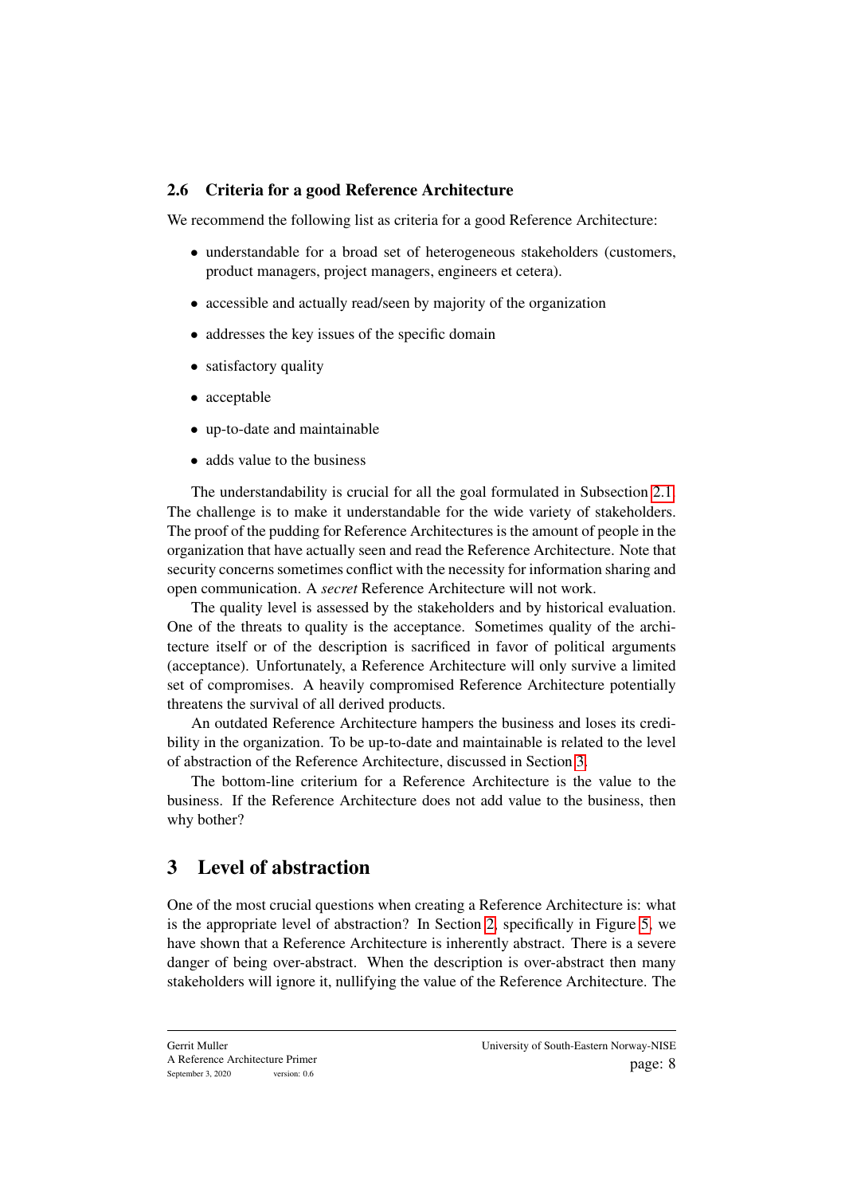### 2.6 Criteria for a good Reference Architecture

We recommend the following list as criteria for a good Reference Architecture:

- understandable for a broad set of heterogeneous stakeholders (customers, product managers, project managers, engineers et cetera).
- accessible and actually read/seen by majority of the organization
- addresses the key issues of the specific domain
- satisfactory quality
- acceptable
- up-to-date and maintainable
- adds value to the business

The understandability is crucial for all the goal formulated in Subsection 2.1. The challenge is to make it understandable for the wide variety of stakeholders. The proof of the pudding for Reference Architectures is the amount of people in the organization that have actually seen and read the Reference Architecture. Note that security concerns sometimes conflict with the necessity for information sharing and open communication. A *secret* Reference Architecture will not work.

The quality level is assessed by the stakeholders and by historical evaluation. One of the threats to quality is the acceptance. Sometimes quality of the architecture itself or of the description is sacrificed in favor of political arguments (acceptance). Unfortunately, a Reference Architecture will only survive a limited set of compromises. A heavily compromised Reference Architecture potentially threatens the survival of all derived products.

An outdated Reference Architecture hampers the business and loses its credibility in the organization. To be up-to-date and maintainable is related to the level of abstraction of the Reference Architecture, discussed in Section 3.

The bottom-line criterium for a Reference Architecture is the value to the business. If the Reference Architecture does not add value to the business, then why bother?

## 3 Level of abstraction

One of the most crucial questions when creating a Reference Architecture is: what is the appropriate level of abstraction? In Section 2, specifically in Figure 5, we have shown that a Reference Architecture is inherently abstract. There is a severe danger of being over-abstract. When the description is over-abstract then many stakeholders will ignore it, nullifying the value of the Reference Architecture. The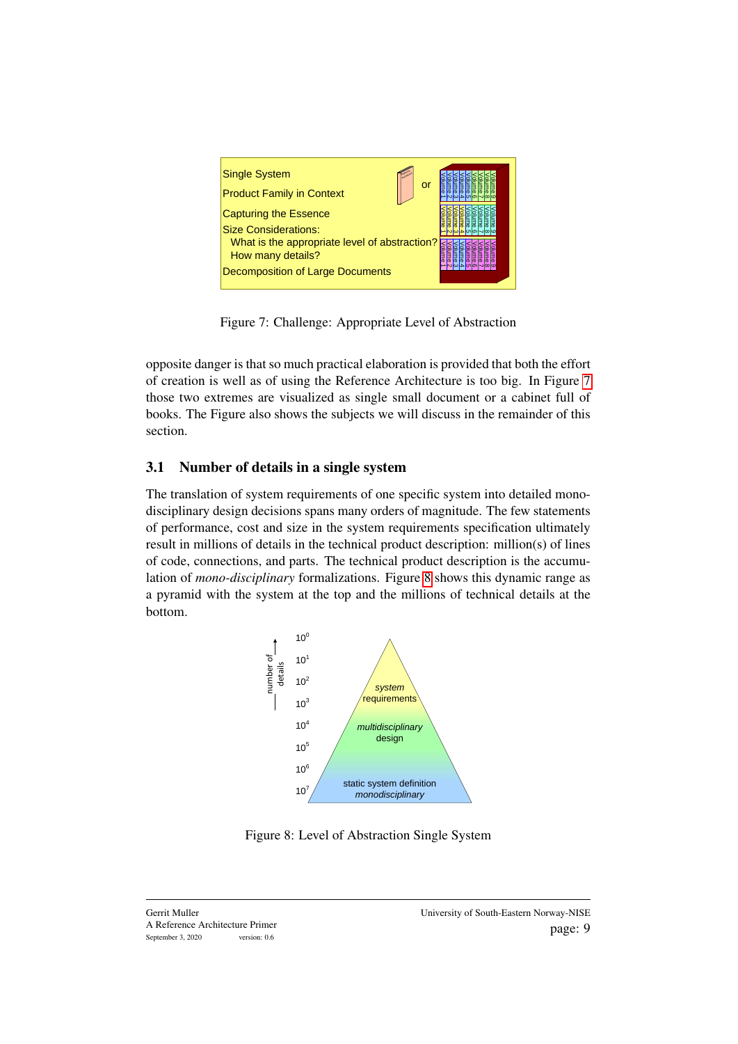Single System

Product Family in Context

Capturing the Essence

Size Considerations:

What is the appropriate level of abstraction?

How many details?

Decomposition of Large Documents

Figure 7: Challenge: Appropriate Level of Abstraction

opposite danger is that so much practical elaboration is provided that both the effort of creation is well as of using the Reference Architecture is too big. In Figure 7 those two extremes are visualized as single small document or a cabinet full of books. The Figure also shows the subjects we will discuss in the remainder of this section.

## 3.1 Number of details in a single system

The translation of system requirements of one specific system into detailed mono-disciplinary design decisions spans many orders of magnitude. The few statements of performance, cost and size in the system requirements specification ultimately result in millions of details in the technical product description: million(s) of lines of code, connections, and parts. The technical product description is the accumulation of *mono-disciplinary* formalizations. Figure 8 shows this dynamic range as a pyramid with the system at the top and the millions of technical details at the bottom.

Figure 8: Level of Abstraction Single System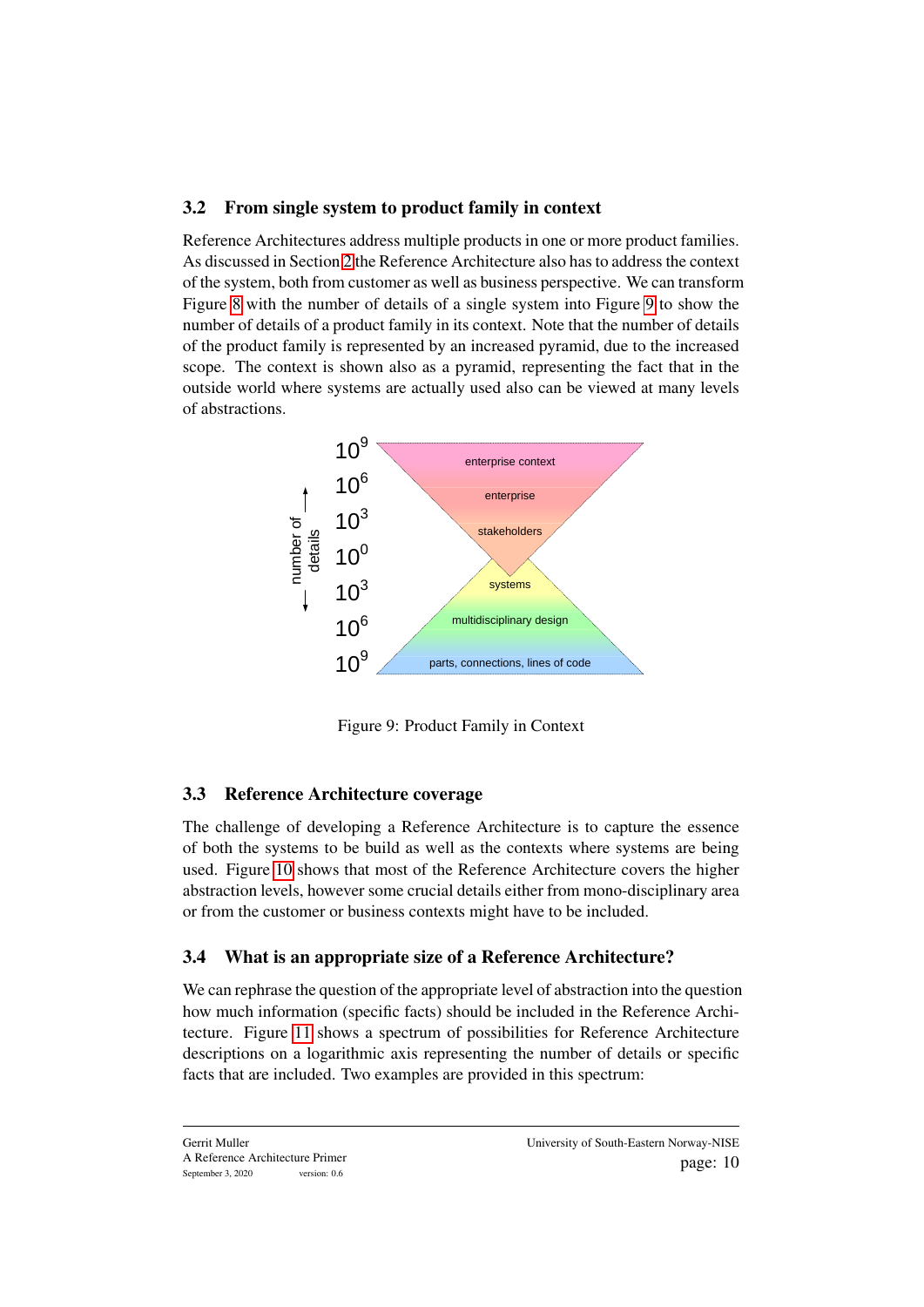### 3.2 From single system to product family in context

Reference Architectures address multiple products in one or more product families. As discussed in Section 2 the Reference Architecture also has to address the context of the system, both from customer as well as business perspective. We can transform Figure 8 with the number of details of a single system into Figure 9 to show the number of details of a product family in its context. Note that the number of details of the product family is represented by an increased pyramid, due to the increased scope. The context is shown also as a pyramid, representing the fact that in the outside world where systems are actually used also can be viewed at many levels of abstractions.

Figure 9: Product Family in Context

### 3.3 Reference Architecture coverage

The challenge of developing a Reference Architecture is to capture the essence of both the systems to be build as well as the contexts where systems are being used. Figure 10 shows that most of the Reference Architecture covers the higher abstraction levels, however some crucial details either from mono-disciplinary area or from the customer or business contexts might have to be included.

### 3.4 What is an appropriate size of a Reference Architecture?

We can rephrase the question of the appropriate level of abstraction into the question how much information (specific facts) should be included in the Reference Architecture. Figure 11 shows a spectrum of possibilities for Reference Architecture descriptions on a logarithmic axis representing the number of details or specific facts that are included. Two examples are provided in this spectrum: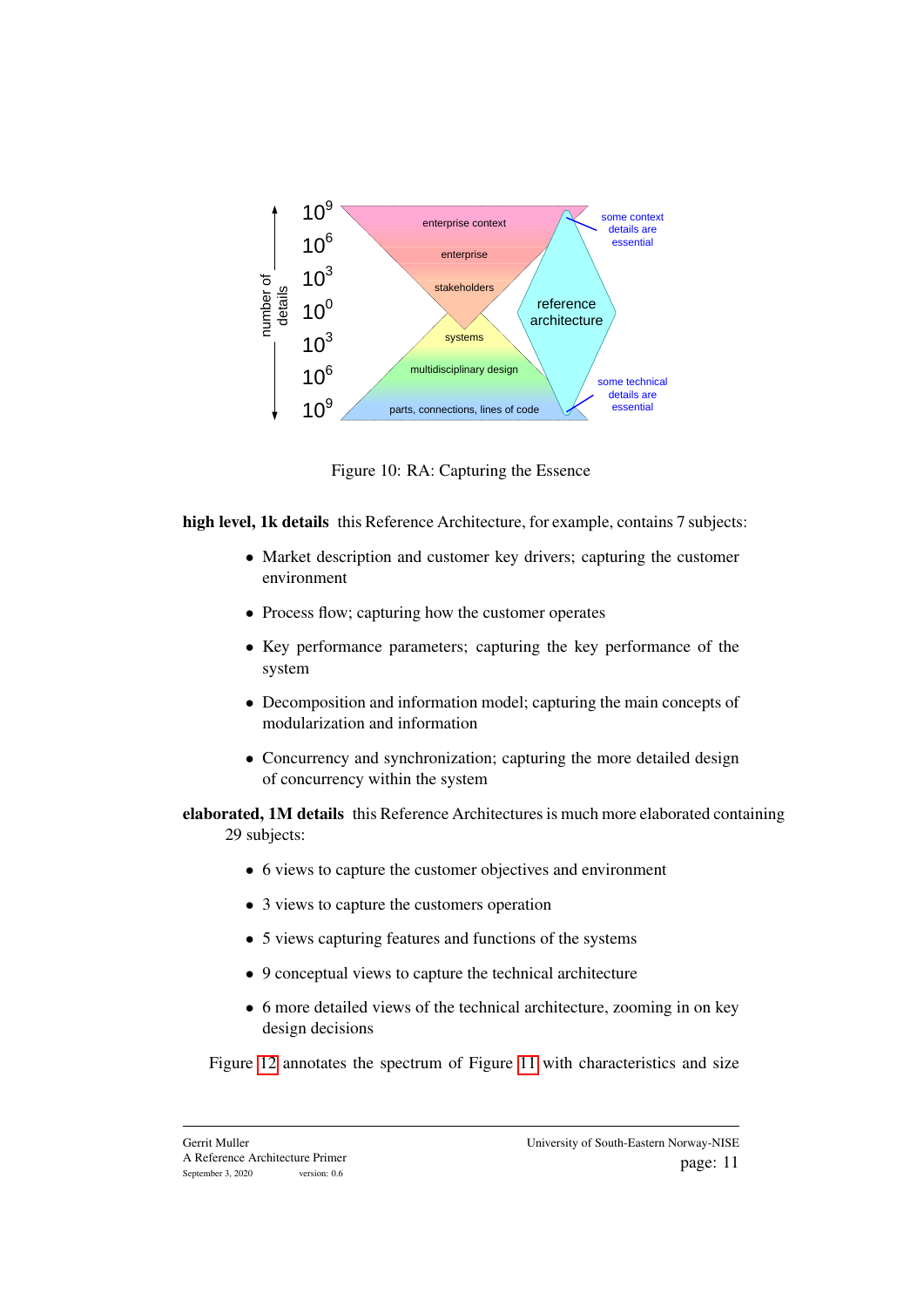Figure 10: RA: Capturing the Essence

**high level, 1k details** this Reference Architecture, for example, contains 7 subjects:

- Market description and customer key drivers; capturing the customer environment
- Process flow; capturing how the customer operates
- Key performance parameters; capturing the key performance of the system
- Decomposition and information model; capturing the main concepts of modularization and information
- Concurrency and synchronization; capturing the more detailed design of concurrency within the system

**elaborated, 1M details** this Reference Architectures is much more elaborated containing 29 subjects:

- 6 views to capture the customer objectives and environment
- 3 views to capture the customers operation
- 5 views capturing features and functions of the systems
- 9 conceptual views to capture the technical architecture
- 6 more detailed views of the technical architecture, zooming in on key design decisions

Figure 12 annotates the spectrum of Figure 11 with characteristics and size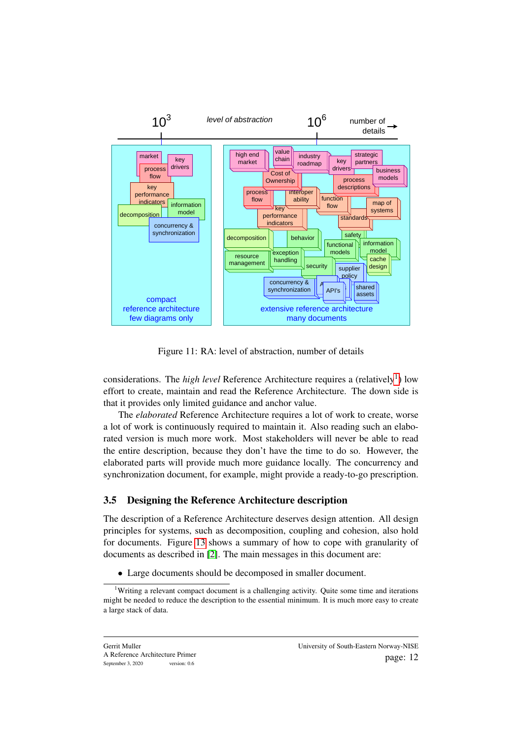Figure 11: RA: level of abstraction, number of details

considerations. The *high level* Reference Architecture requires a (relatively[1]) low effort to create, maintain and read the Reference Architecture. The down side is that it provides only limited guidance and anchor value.

The *elaborated* Reference Architecture requires a lot of work to create, worse a lot of work is continuously required to maintain it. Also reading such an elaborated version is much more work. Most stakeholders will never be able to read the entire description, because they don't have the time to do so. However, the elaborated parts will provide much more guidance locally. The concurrency and synchronization document, for example, might provide a ready-to-go prescription.

## 3.5 Designing the Reference Architecture description

The description of a Reference Architecture deserves design attention. All design principles for systems, such as decomposition, coupling and cohesion, also hold for documents. Figure 13 shows a summary of how to cope with granularity of documents as described in [2]. The main messages in this document are:

- Large documents should be decomposed in smaller document.

[1] Writing a relevant compact document is a challenging activity. Quite some time and iterations might be needed to reduce the description to the essential minimum. It is much more easy to create a large stack of data.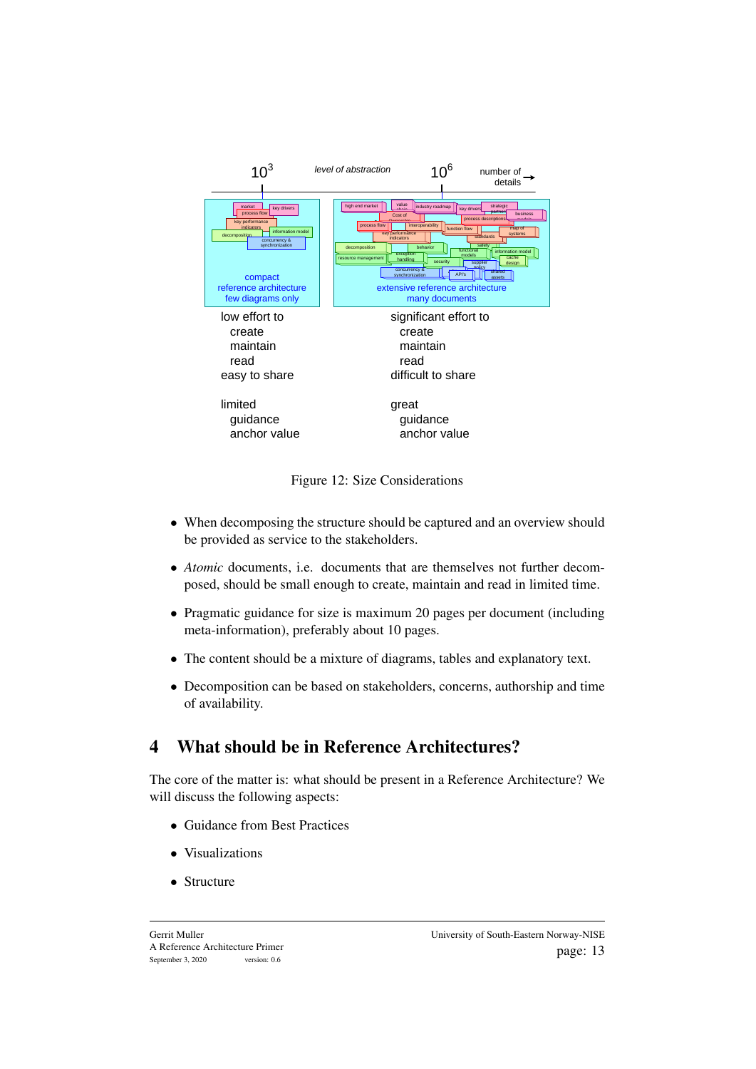Figure 12: Size Considerations

- When decomposing the structure should be captured and an overview should be provided as service to the stakeholders.
- *Atomic* documents, i.e. documents that are themselves not further decomposed, should be small enough to create, maintain and read in limited time.
- Pragmatic guidance for size is maximum 20 pages per document (including meta-information), preferably about 10 pages.
- The content should be a mixture of diagrams, tables and explanatory text.
- Decomposition can be based on stakeholders, concerns, authorship and time of availability.

# 4 What should be in Reference Architectures?

The core of the matter is: what should be present in a Reference Architecture? We will discuss the following aspects:

- Guidance from Best Practices
- Visualizations
- Structure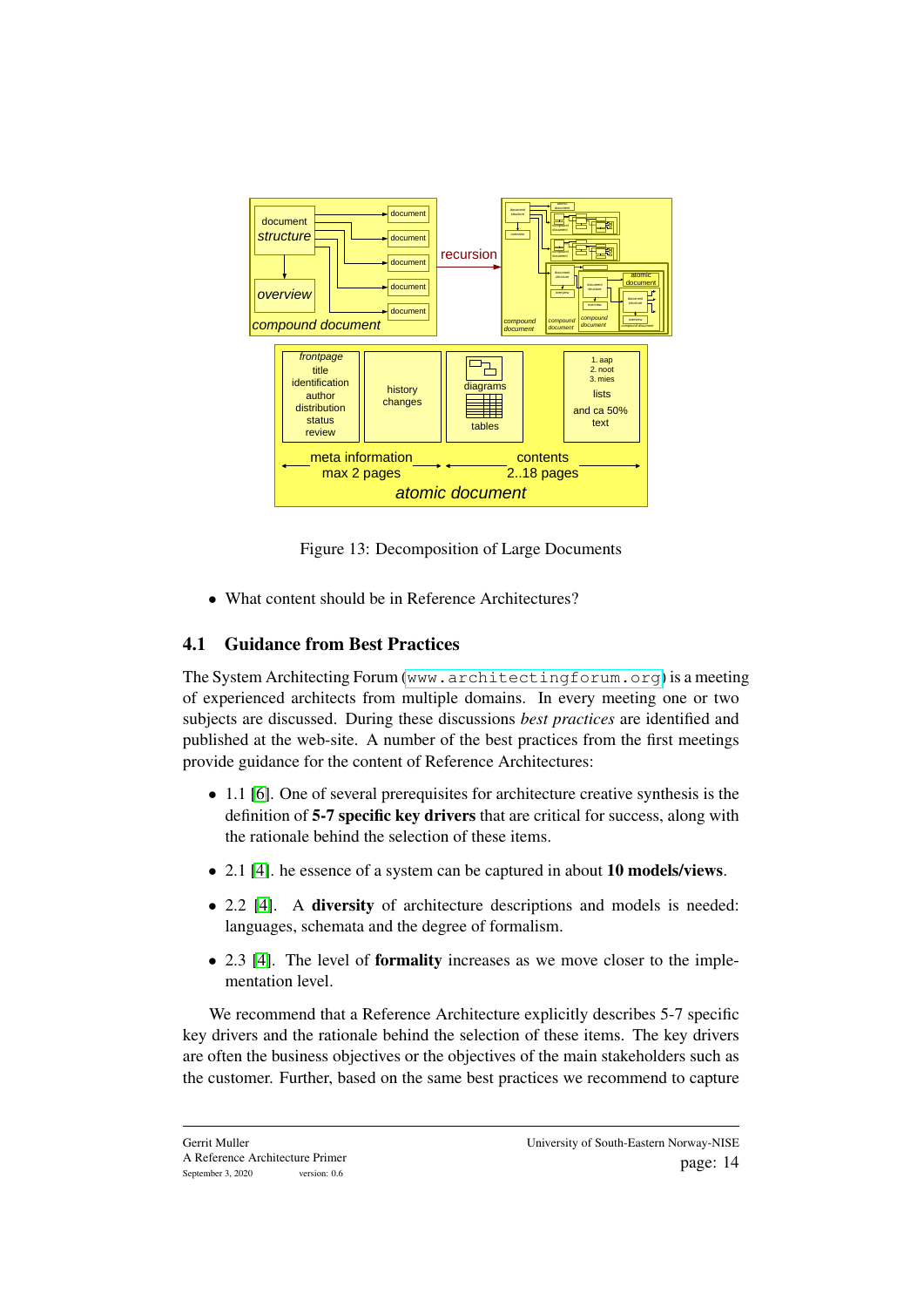Figure 13: Decomposition of Large Documents

- What content should be in Reference Architectures?

## 4.1 Guidance from Best Practices

The System Architecting Forum (www.architectingforum.org) is a meeting of experienced architects from multiple domains. In every meeting one or two subjects are discussed. During these discussions *best practices* are identified and published at the web-site. A number of the best practices from the first meetings provide guidance for the content of Reference Architectures:

- 1.1 [6]. One of several prerequisites for architecture creative synthesis is the definition of **5-7 specific key drivers** that are critical for success, along with the rationale behind the selection of these items.
- 2.1 [4]. he essence of a system can be captured in about **10 models/views**.
- 2.2 [4]. A **diversity** of architecture descriptions and models is needed: languages, schemata and the degree of formalism.
- 2.3 [4]. The level of **formality** increases as we move closer to the implementation level.

We recommend that a Reference Architecture explicitly describes 5-7 specific key drivers and the rationale behind the selection of these items. The key drivers are often the business objectives or the objectives of the main stakeholders such as the customer. Further, based on the same best practices we recommend to capture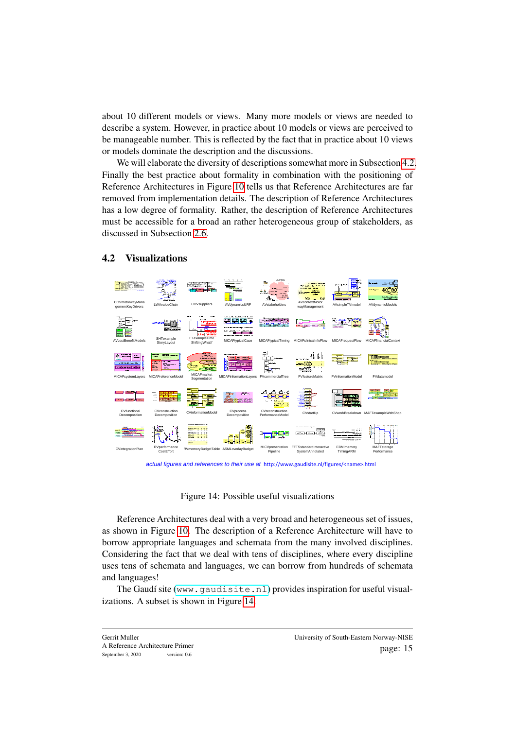about 10 different models or views. Many more models or views are needed to describe a system. However, in practice about 10 models or views are perceived to be manageable number. This is reflected by the fact that in practice about 10 views or models dominate the description and the discussions.

We will elaborate the diversity of descriptions somewhat more in Subsection 4.2. Finally the best practice about formality in combination with the positioning of Reference Architectures in Figure 10 tells us that Reference Architectures are far removed from implementation details. The description of Reference Architectures has a low degree of formality. Rather, the description of Reference Architectures must be accessible for a broad an rather heterogeneous group of stakeholders, as discussed in Subsection 2.6.

## 4.2 Visualizations

COVmotorwayManagementKeyDrivers, LWAvalueChain, COVsuppliers, AVdynamicsURF, AVstakeholders, AVcontextMotorwayManagement, AVsimpleTVmodel, AVdynamicModels, AVcostBenefitModels, SHTexampleStoryLayout, ETexampleTimeShiftingWhatIf, MICAFtypicalCase, MICAFtypicalTiming, MICAFclinicalInfoFlow, MICAFrequestFlow, MICAFfinancialContext, MICAFsystemLayers, MICAFreferenceModel, MICAFmarketSegmentation, MICAFinformationLayers, FVcommercialTree, FVfeatureMatrix, FVinformationModel, FVdatamodel, CVfunctionalDecomposition, CVconstructionDecomposition, CVinformationModel, CVprocessDecomposition, CVreconstructionPerformanceModel, CVstartUp, CVworkBreakdown, MAFTexampleWebShop, CVintegrationPlan, RVperformanceCostEffort, RVmemoryBudgetTable, ASMLoverlayBudget, MICVpresentationPipeline, FFTSstandardInteractiveSystemAnnotated, EBMImemoryTimingARM, MAFTstoragePerformance

*actual figures and references to their use at* http://www.gaudisite.nl/figures/<name>.html

Figure 14: Possible useful visualizations

Reference Architectures deal with a very broad and heterogeneous set of issues, as shown in Figure 10. The description of a Reference Architecture will have to borrow appropriate languages and schemata from the many involved disciplines. Considering the fact that we deal with tens of disciplines, where every discipline uses tens of schemata and languages, we can borrow from hundreds of schemata and languages!

The Gaudí site (www.gaudisite.nl) provides inspiration for useful visualizations. A subset is shown in Figure 14.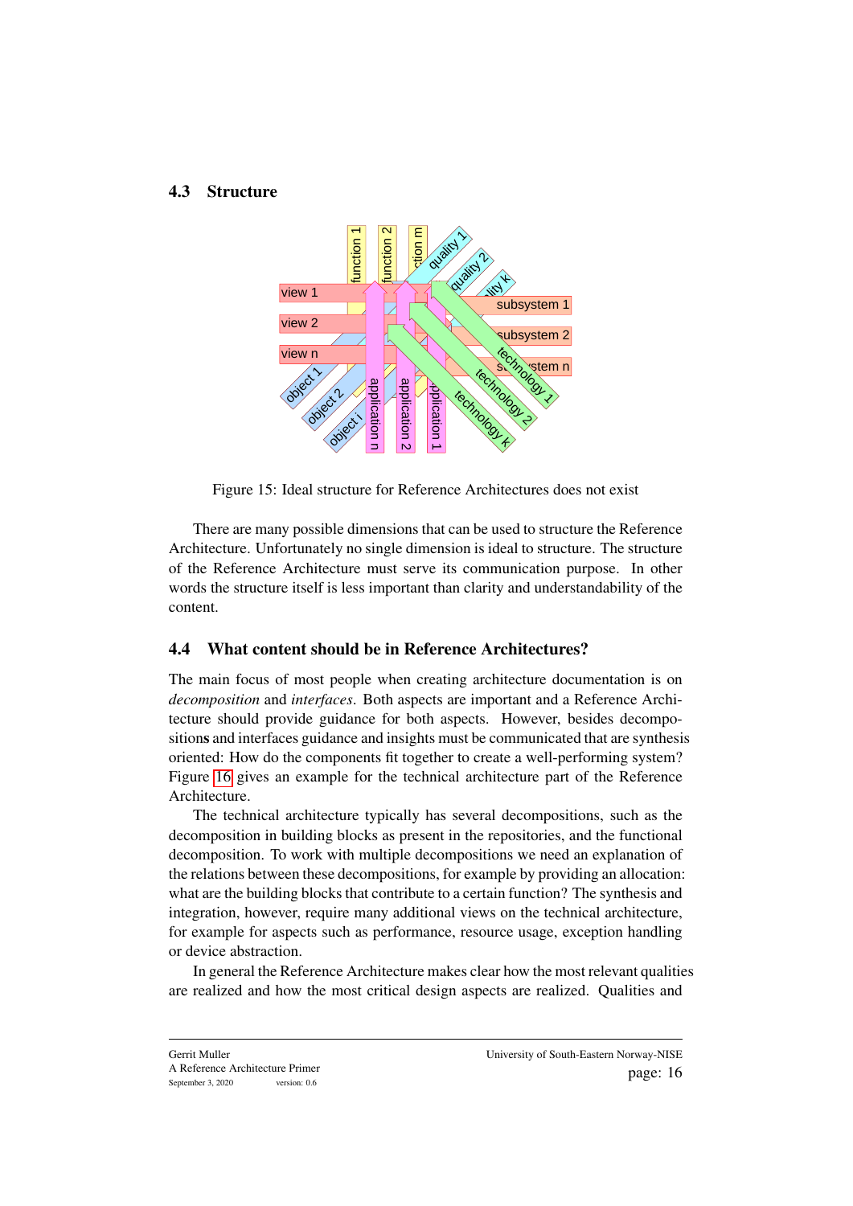### 4.3 Structure

Figure 15: Ideal structure for Reference Architectures does not exist

There are many possible dimensions that can be used to structure the Reference Architecture. Unfortunately no single dimension is ideal to structure. The structure of the Reference Architecture must serve its communication purpose. In other words the structure itself is less important than clarity and understandability of the content.

### 4.4 What content should be in Reference Architectures?

The main focus of most people when creating architecture documentation is on *decomposition* and *interfaces*. Both aspects are important and a Reference Architecture should provide guidance for both aspects. However, besides decompositions and interfaces guidance and insights must be communicated that are synthesis oriented: How do the components fit together to create a well-performing system? Figure 16 gives an example for the technical architecture part of the Reference Architecture.

The technical architecture typically has several decompositions, such as the decomposition in building blocks as present in the repositories, and the functional decomposition. To work with multiple decompositions we need an explanation of the relations between these decompositions, for example by providing an allocation: what are the building blocks that contribute to a certain function? The synthesis and integration, however, require many additional views on the technical architecture, for example for aspects such as performance, resource usage, exception handling or device abstraction.

In general the Reference Architecture makes clear how the most relevant qualities are realized and how the most critical design aspects are realized. Qualities and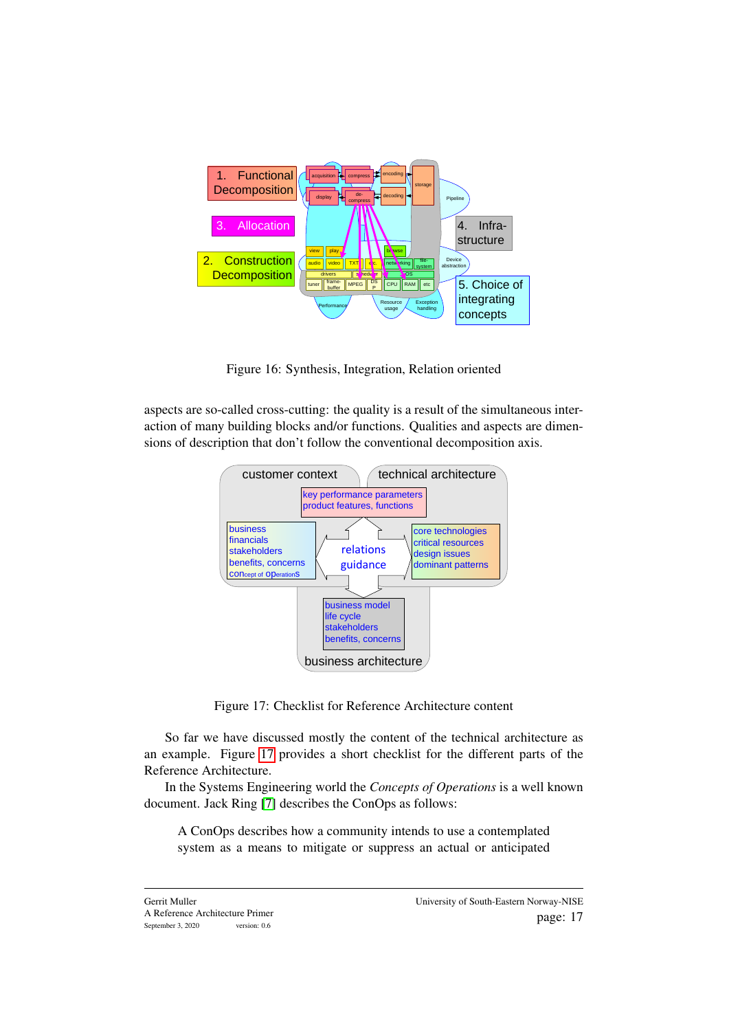Figure 16: Synthesis, Integration, Relation oriented

aspects are so-called cross-cutting: the quality is a result of the simultaneous interaction of many building blocks and/or functions. Qualities and aspects are dimensions of description that don't follow the conventional decomposition axis.

Figure 17: Checklist for Reference Architecture content

So far we have discussed mostly the content of the technical architecture as an example. Figure 17 provides a short checklist for the different parts of the Reference Architecture.

In the Systems Engineering world the *Concepts of Operations* is a well known document. Jack Ring [7] describes the ConOps as follows:

> A ConOps describes how a community intends to use a contemplated system as a means to mitigate or suppress an actual or anticipated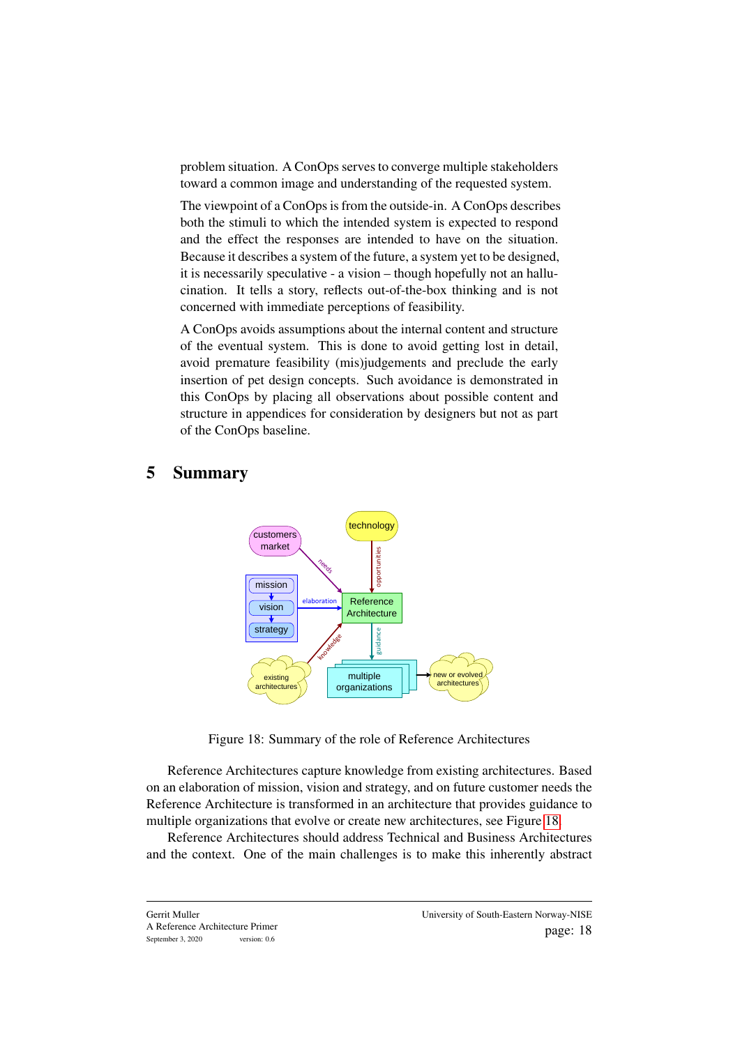problem situation. A ConOps serves to converge multiple stakeholders toward a common image and understanding of the requested system.

The viewpoint of a ConOps is from the outside-in. A ConOps describes both the stimuli to which the intended system is expected to respond and the effect the responses are intended to have on the situation. Because it describes a system of the future, a system yet to be designed, it is necessarily speculative - a vision – though hopefully not an hallucination. It tells a story, reflects out-of-the-box thinking and is not concerned with immediate perceptions of feasibility.

A ConOps avoids assumptions about the internal content and structure of the eventual system. This is done to avoid getting lost in detail, avoid premature feasibility (mis)judgements and preclude the early insertion of pet design concepts. Such avoidance is demonstrated in this ConOps by placing all observations about possible content and structure in appendices for consideration by designers but not as part of the ConOps baseline.

# 5 Summary

Figure 18: Summary of the role of Reference Architectures

Reference Architectures capture knowledge from existing architectures. Based on an elaboration of mission, vision and strategy, and on future customer needs the Reference Architecture is transformed in an architecture that provides guidance to multiple organizations that evolve or create new architectures, see Figure 18.

Reference Architectures should address Technical and Business Architectures and the context. One of the main challenges is to make this inherently abstract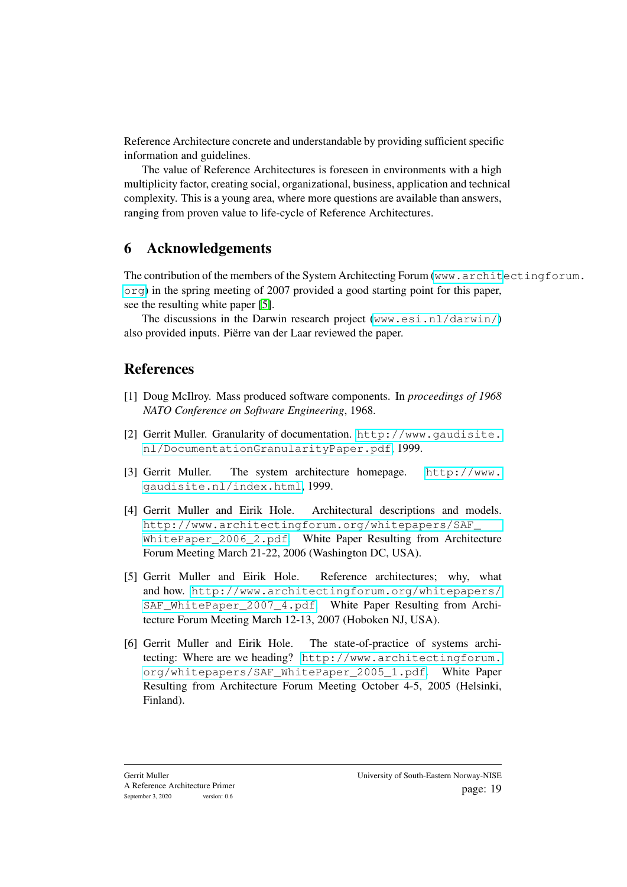Reference Architecture concrete and understandable by providing sufficient specific information and guidelines.

The value of Reference Architectures is foreseen in environments with a high multiplicity factor, creating social, organizational, business, application and technical complexity. This is a young area, where more questions are available than answers, ranging from proven value to life-cycle of Reference Architectures.

## 6 Acknowledgements

The contribution of the members of the System Architecting Forum (www.architectingforum.org) in the spring meeting of 2007 provided a good starting point for this paper, see the resulting white paper [5].

The discussions in the Darwin research project (www.esi.nl/darwin/) also provided inputs. Piërre van der Laar reviewed the paper.

## References

[1] Doug McIlroy. Mass produced software components. In *proceedings of 1968 NATO Conference on Software Engineering*, 1968.

[2] Gerrit Muller. Granularity of documentation. http://www.gaudisite.nl/DocumentationGranularityPaper.pdf, 1999.

[3] Gerrit Muller. The system architecture homepage. http://www.gaudisite.nl/index.html, 1999.

[4] Gerrit Muller and Eirik Hole. Architectural descriptions and models. http://www.architectingforum.org/whitepapers/SAF_WhitePaper_2006_2.pdf. White Paper Resulting from Architecture Forum Meeting March 21-22, 2006 (Washington DC, USA).

[5] Gerrit Muller and Eirik Hole. Reference architectures; why, what and how. http://www.architectingforum.org/whitepapers/SAF_WhitePaper_2007_4.pdf. White Paper Resulting from Architecture Forum Meeting March 12-13, 2007 (Hoboken NJ, USA).

[6] Gerrit Muller and Eirik Hole. The state-of-practice of systems architecting: Where are we heading? http://www.architectingforum.org/whitepapers/SAF_WhitePaper_2005_1.pdf. White Paper Resulting from Architecture Forum Meeting October 4-5, 2005 (Helsinki, Finland).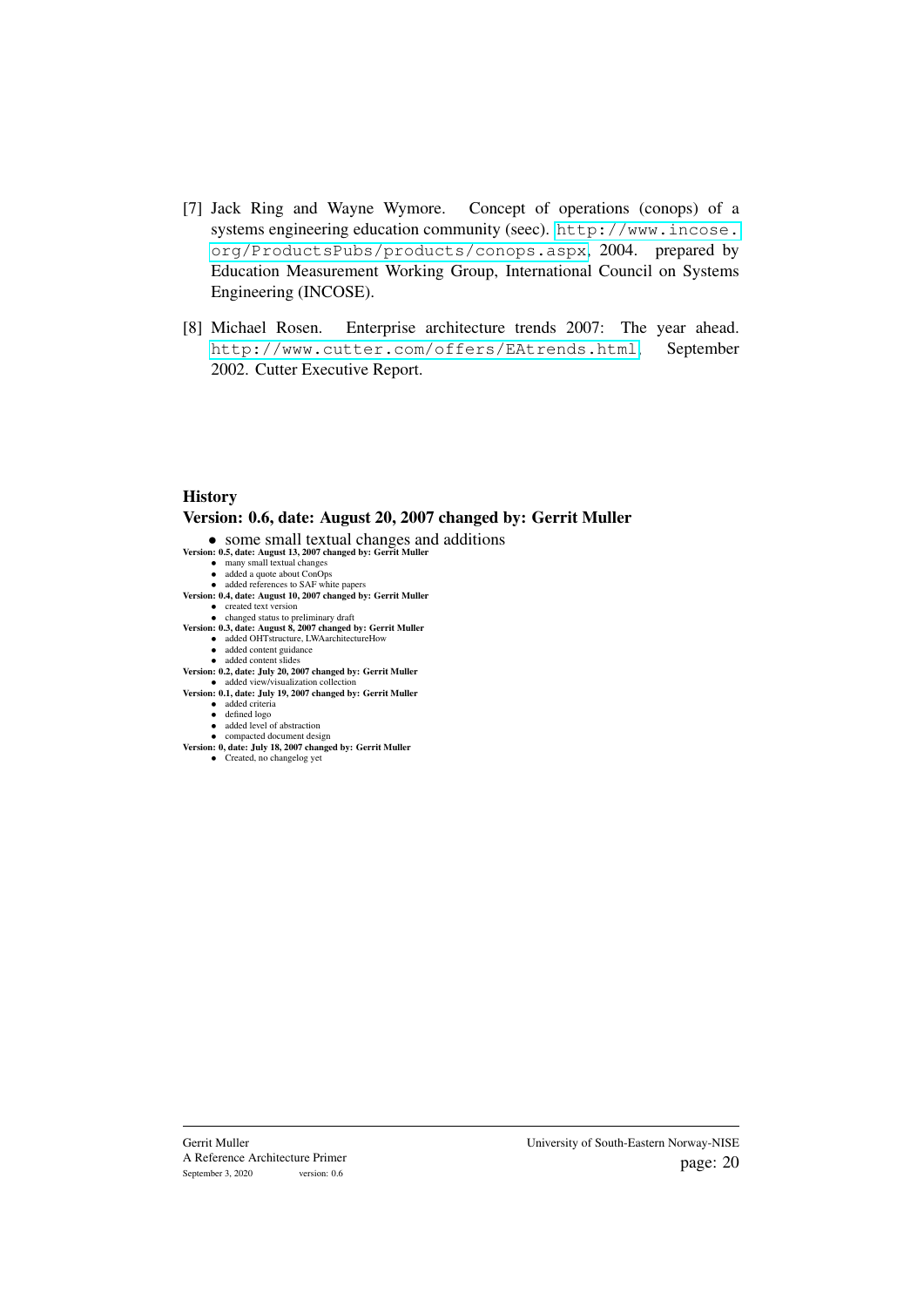[7] Jack Ring and Wayne Wymore. Concept of operations (conops) of a systems engineering education community (seec). http://www.incose.org/ProductsPubs/products/conops.aspx, 2004. prepared by Education Measurement Working Group, International Council on Systems Engineering (INCOSE).

[8] Michael Rosen. Enterprise architecture trends 2007: The year ahead. http://www.cutter.com/offers/EAtrends.html, September 2002. Cutter Executive Report.

## History

### Version: 0.6, date: August 20, 2007 changed by: Gerrit Muller

- some small textual changes and additions

**Version: 0.5, date: August 13, 2007 changed by: Gerrit Muller**

- many small textual changes
- added a quote about ConOps
- added references to SAF white papers

**Version: 0.4, date: August 10, 2007 changed by: Gerrit Muller**

- created text version
- changed status to preliminary draft

**Version: 0.3, date: August 8, 2007 changed by: Gerrit Muller**

- added OHTstructure, LWAarchitectureHow
- added content guidance
- added content slides

**Version: 0.2, date: July 20, 2007 changed by: Gerrit Muller**

- added view/visualization collection

**Version: 0.1, date: July 19, 2007 changed by: Gerrit Muller**

- added criteria
- defined logo
- added level of abstraction
- compacted document design

**Version: 0, date: July 18, 2007 changed by: Gerrit Muller**

- Created, no changelog yet